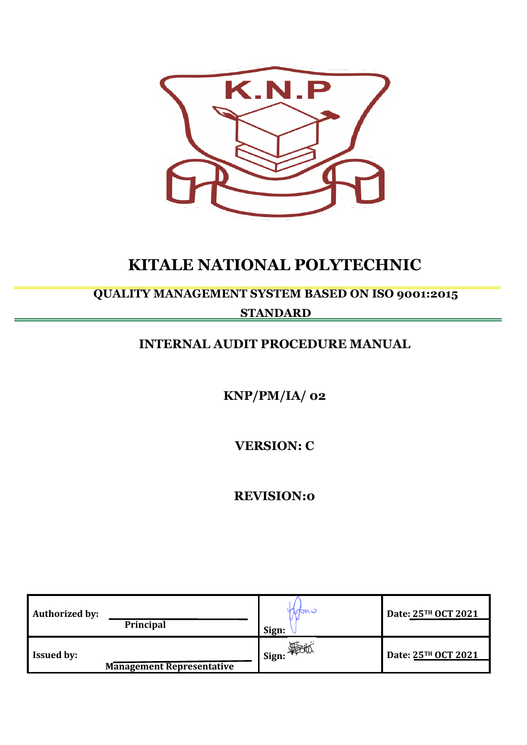# KITALE NATIONAL POLYTECHNIC

## QUALITY MANAGEMENT SYSTEM BASED ON ISO 9001:2015 STANDARD

## INTERNAL AUDIT PROCEDURE MANUAL

**KNP/PM/IA/ 02**

**VERSION: C**

**REVISION:0**

| | | |
|---|---|---|
| **Authorized by:** Principal | Sign: | Date: 25TH OCT 2021 |
| **Issued by:** Management Representative | Sign: | Date: 25TH OCT 2021 |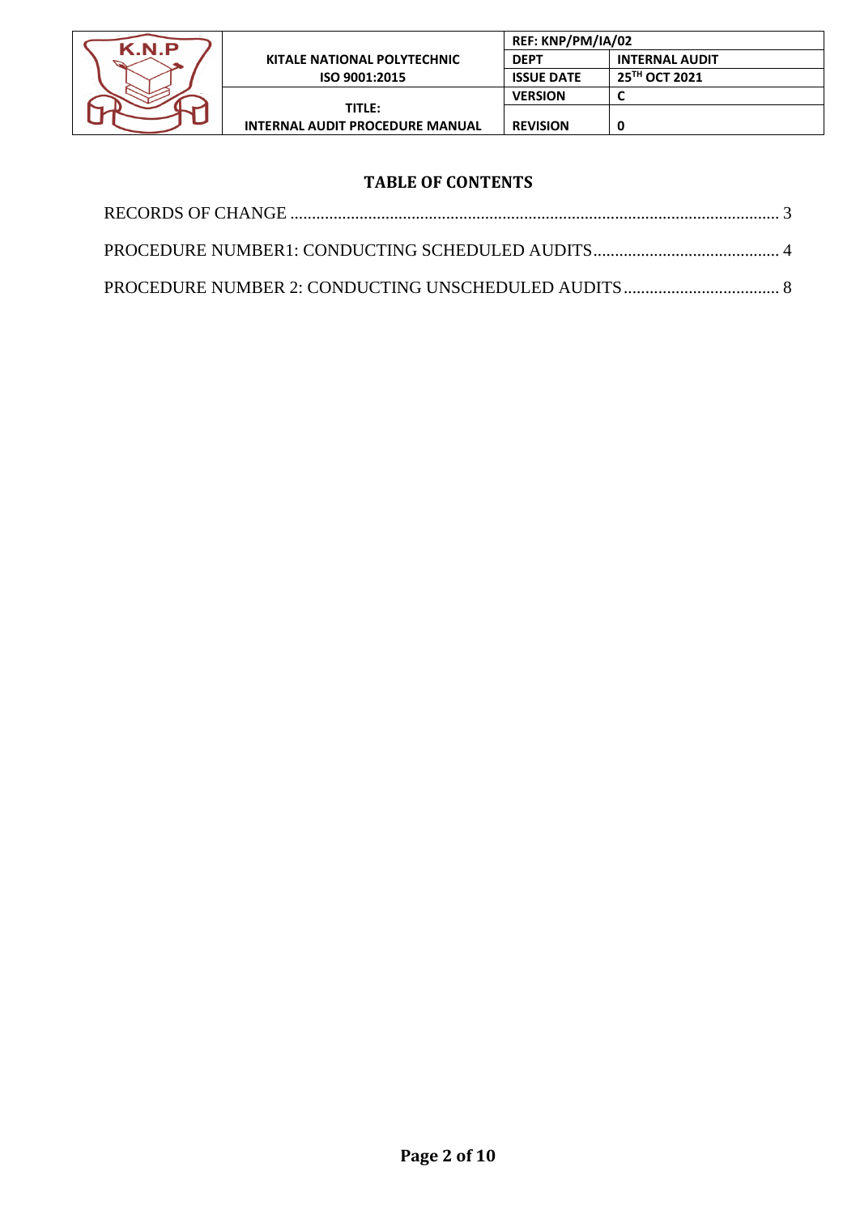## TABLE OF CONTENTS

RECORDS OF CHANGE ........................................................................................................... 3

PROCEDURE NUMBER1: CONDUCTING SCHEDULED AUDITS........................................... 4

PROCEDURE NUMBER 2: CONDUCTING UNSCHEDULED AUDITS.................................... 8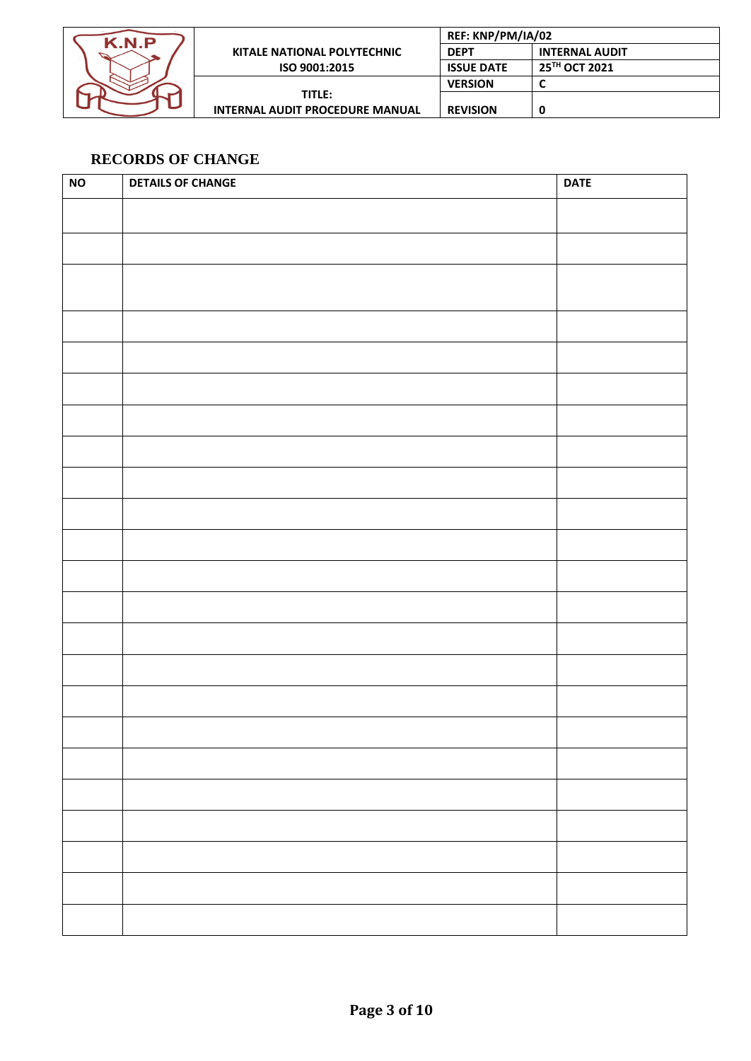## RECORDS OF CHANGE

| NO | DETAILS OF CHANGE | DATE |
|---|---|---|
| | | |
| | | |
| | | |
| | | |
| | | |
| | | |
| | | |
| | | |
| | | |
| | | |
| | | |
| | | |
| | | |
| | | |
| | | |
| | | |
| | | |
| | | |
| | | |
| | | |
| | | |
| | | |
| | | |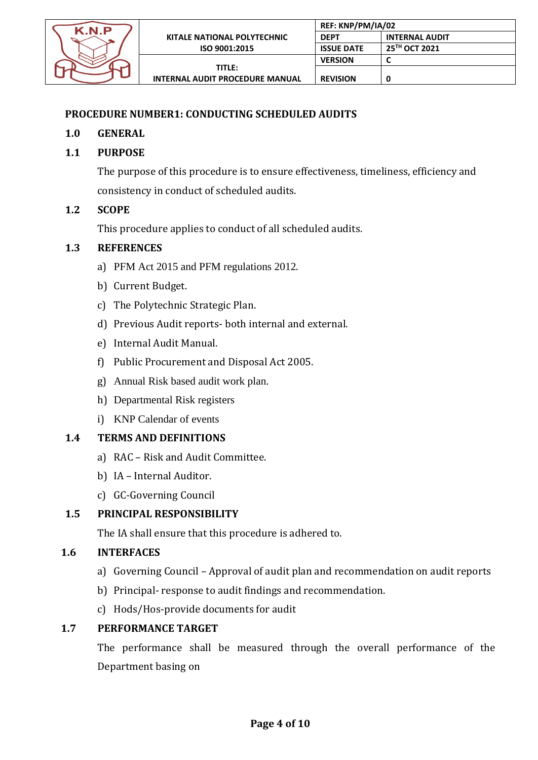## PROCEDURE NUMBER1: CONDUCTING SCHEDULED AUDITS

### 1.0 GENERAL

### 1.1 PURPOSE

The purpose of this procedure is to ensure effectiveness, timeliness, efficiency and consistency in conduct of scheduled audits.

### 1.2 SCOPE

This procedure applies to conduct of all scheduled audits.

### 1.3 REFERENCES

a) PFM Act 2015 and PFM regulations 2012.
b) Current Budget.
c) The Polytechnic Strategic Plan.
d) Previous Audit reports- both internal and external.
e) Internal Audit Manual.
f) Public Procurement and Disposal Act 2005.
g) Annual Risk based audit work plan.
h) Departmental Risk registers
i) KNP Calendar of events

### 1.4 TERMS AND DEFINITIONS

a) RAC – Risk and Audit Committee.
b) IA – Internal Auditor.
c) GC-Governing Council

### 1.5 PRINCIPAL RESPONSIBILITY

The IA shall ensure that this procedure is adhered to.

### 1.6 INTERFACES

a) Governing Council – Approval of audit plan and recommendation on audit reports
b) Principal- response to audit findings and recommendation.
c) Hods/Hos-provide documents for audit

### 1.7 PERFORMANCE TARGET

The performance shall be measured through the overall performance of the Department basing on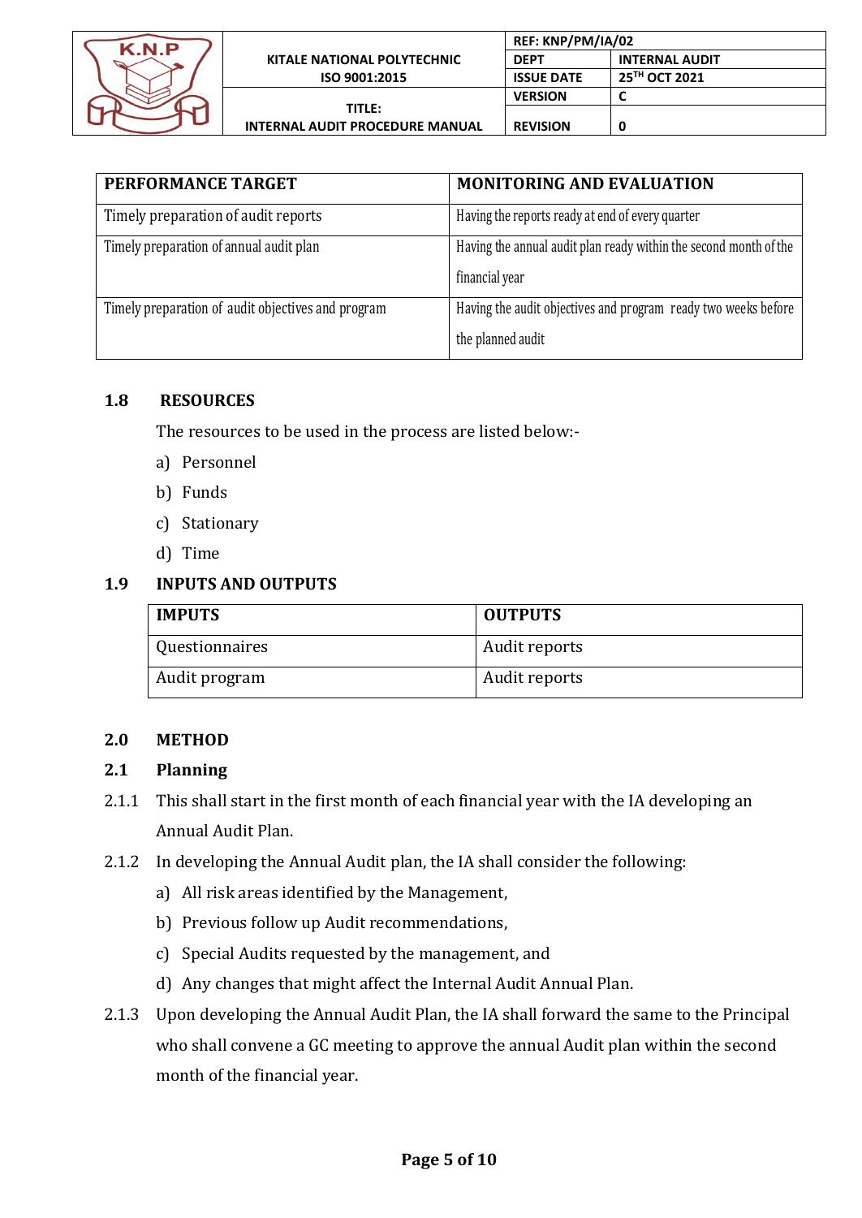| PERFORMANCE TARGET | MONITORING AND EVALUATION |
|---|---|
| Timely preparation of audit reports | Having the reports ready at end of every quarter |
| Timely preparation of annual audit plan | Having the annual audit plan ready within the second month of the financial year |
| Timely preparation of audit objectives and program | Having the audit objectives and program ready two weeks before the planned audit |

## 1.8 RESOURCES

The resources to be used in the process are listed below:-

a) Personnel
b) Funds
c) Stationary
d) Time

## 1.9 INPUTS AND OUTPUTS

| IMPUTS | OUTPUTS |
|---|---|
| Questionnaires | Audit reports |
| Audit program | Audit reports |

## 2.0 METHOD

### 2.1 Planning

2.1.1 This shall start in the first month of each financial year with the IA developing an Annual Audit Plan.

2.1.2 In developing the Annual Audit plan, the IA shall consider the following:

a) All risk areas identified by the Management,
b) Previous follow up Audit recommendations,
c) Special Audits requested by the management, and
d) Any changes that might affect the Internal Audit Annual Plan.

2.1.3 Upon developing the Annual Audit Plan, the IA shall forward the same to the Principal who shall convene a GC meeting to approve the annual Audit plan within the second month of the financial year.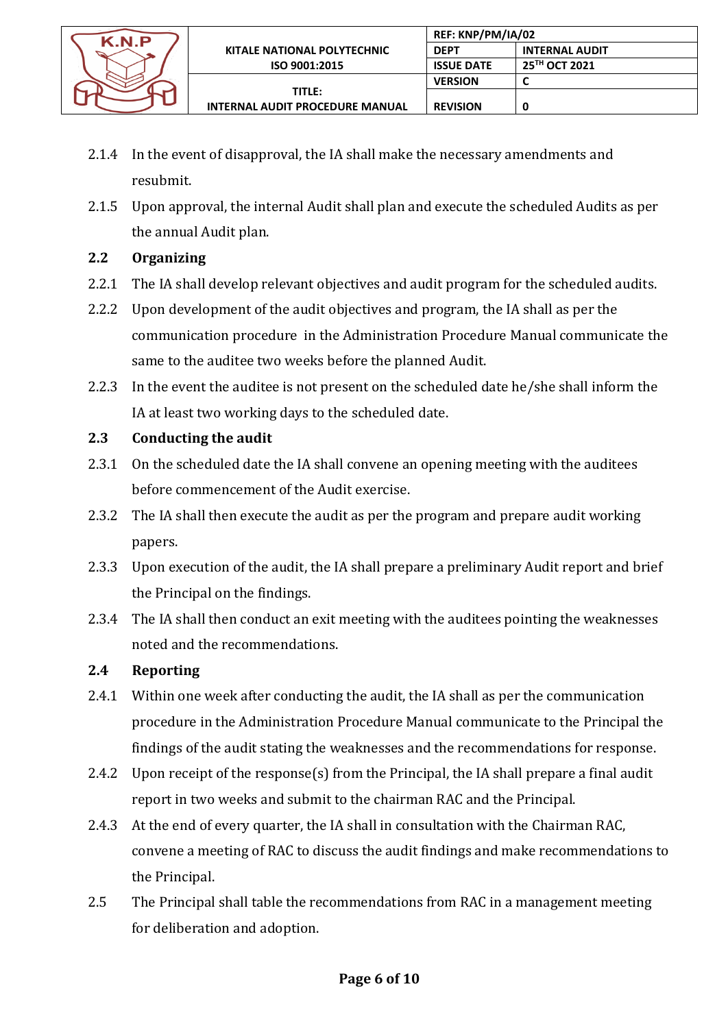2.1.4 In the event of disapproval, the IA shall make the necessary amendments and resubmit.

2.1.5 Upon approval, the internal Audit shall plan and execute the scheduled Audits as per the annual Audit plan.

### 2.2 Organizing

2.2.1 The IA shall develop relevant objectives and audit program for the scheduled audits.

2.2.2 Upon development of the audit objectives and program, the IA shall as per the communication procedure in the Administration Procedure Manual communicate the same to the auditee two weeks before the planned Audit.

2.2.3 In the event the auditee is not present on the scheduled date he/she shall inform the IA at least two working days to the scheduled date.

### 2.3 Conducting the audit

2.3.1 On the scheduled date the IA shall convene an opening meeting with the auditees before commencement of the Audit exercise.

2.3.2 The IA shall then execute the audit as per the program and prepare audit working papers.

2.3.3 Upon execution of the audit, the IA shall prepare a preliminary Audit report and brief the Principal on the findings.

2.3.4 The IA shall then conduct an exit meeting with the auditees pointing the weaknesses noted and the recommendations.

### 2.4 Reporting

2.4.1 Within one week after conducting the audit, the IA shall as per the communication procedure in the Administration Procedure Manual communicate to the Principal the findings of the audit stating the weaknesses and the recommendations for response.

2.4.2 Upon receipt of the response(s) from the Principal, the IA shall prepare a final audit report in two weeks and submit to the chairman RAC and the Principal.

2.4.3 At the end of every quarter, the IA shall in consultation with the Chairman RAC, convene a meeting of RAC to discuss the audit findings and make recommendations to the Principal.

2.5 The Principal shall table the recommendations from RAC in a management meeting for deliberation and adoption.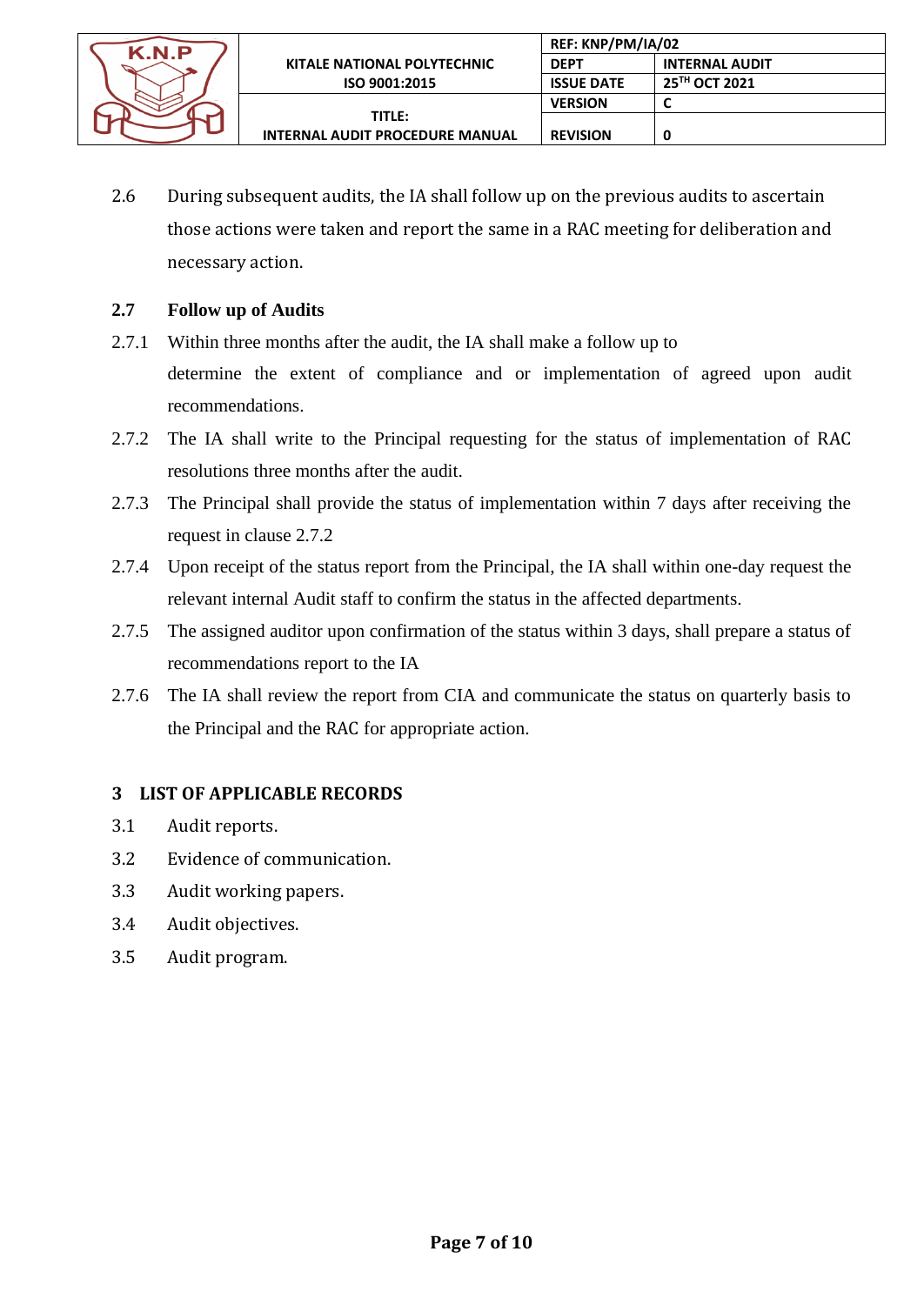2.6 During subsequent audits, the IA shall follow up on the previous audits to ascertain those actions were taken and report the same in a RAC meeting for deliberation and necessary action.

## 2.7 Follow up of Audits

2.7.1 Within three months after the audit, the IA shall make a follow up to determine the extent of compliance and or implementation of agreed upon audit recommendations.

2.7.2 The IA shall write to the Principal requesting for the status of implementation of RAC resolutions three months after the audit.

2.7.3 The Principal shall provide the status of implementation within 7 days after receiving the request in clause 2.7.2

2.7.4 Upon receipt of the status report from the Principal, the IA shall within one-day request the relevant internal Audit staff to confirm the status in the affected departments.

2.7.5 The assigned auditor upon confirmation of the status within 3 days, shall prepare a status of recommendations report to the IA

2.7.6 The IA shall review the report from CIA and communicate the status on quarterly basis to the Principal and the RAC for appropriate action.

# 3 LIST OF APPLICABLE RECORDS

3.1 Audit reports.

3.2 Evidence of communication.

3.3 Audit working papers.

3.4 Audit objectives.

3.5 Audit program.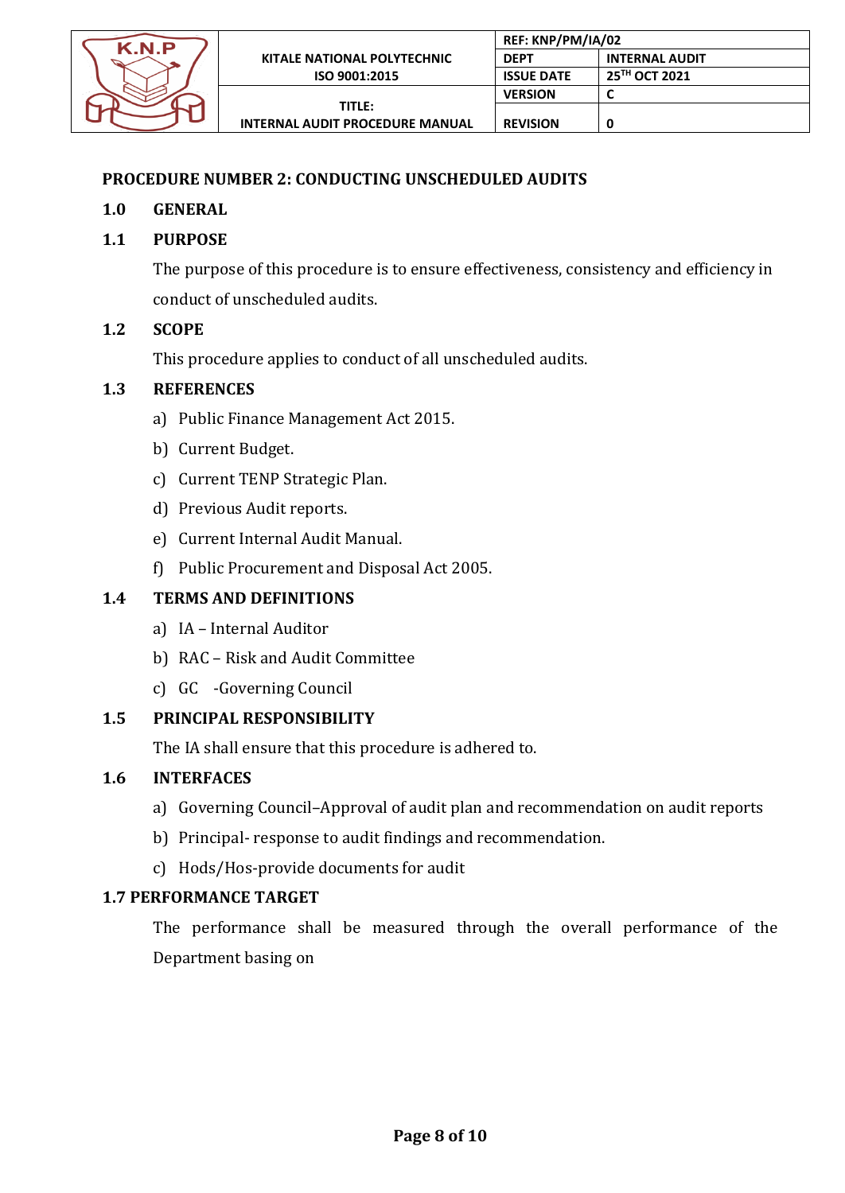## PROCEDURE NUMBER 2: CONDUCTING UNSCHEDULED AUDITS

### 1.0 GENERAL

### 1.1 PURPOSE

The purpose of this procedure is to ensure effectiveness, consistency and efficiency in conduct of unscheduled audits.

### 1.2 SCOPE

This procedure applies to conduct of all unscheduled audits.

### 1.3 REFERENCES

a) Public Finance Management Act 2015.
b) Current Budget.
c) Current TENP Strategic Plan.
d) Previous Audit reports.
e) Current Internal Audit Manual.
f) Public Procurement and Disposal Act 2005.

### 1.4 TERMS AND DEFINITIONS

a) IA – Internal Auditor
b) RAC – Risk and Audit Committee
c) GC -Governing Council

### 1.5 PRINCIPAL RESPONSIBILITY

The IA shall ensure that this procedure is adhered to.

### 1.6 INTERFACES

a) Governing Council–Approval of audit plan and recommendation on audit reports
b) Principal- response to audit findings and recommendation.
c) Hods/Hos-provide documents for audit

### 1.7 PERFORMANCE TARGET

The performance shall be measured through the overall performance of the Department basing on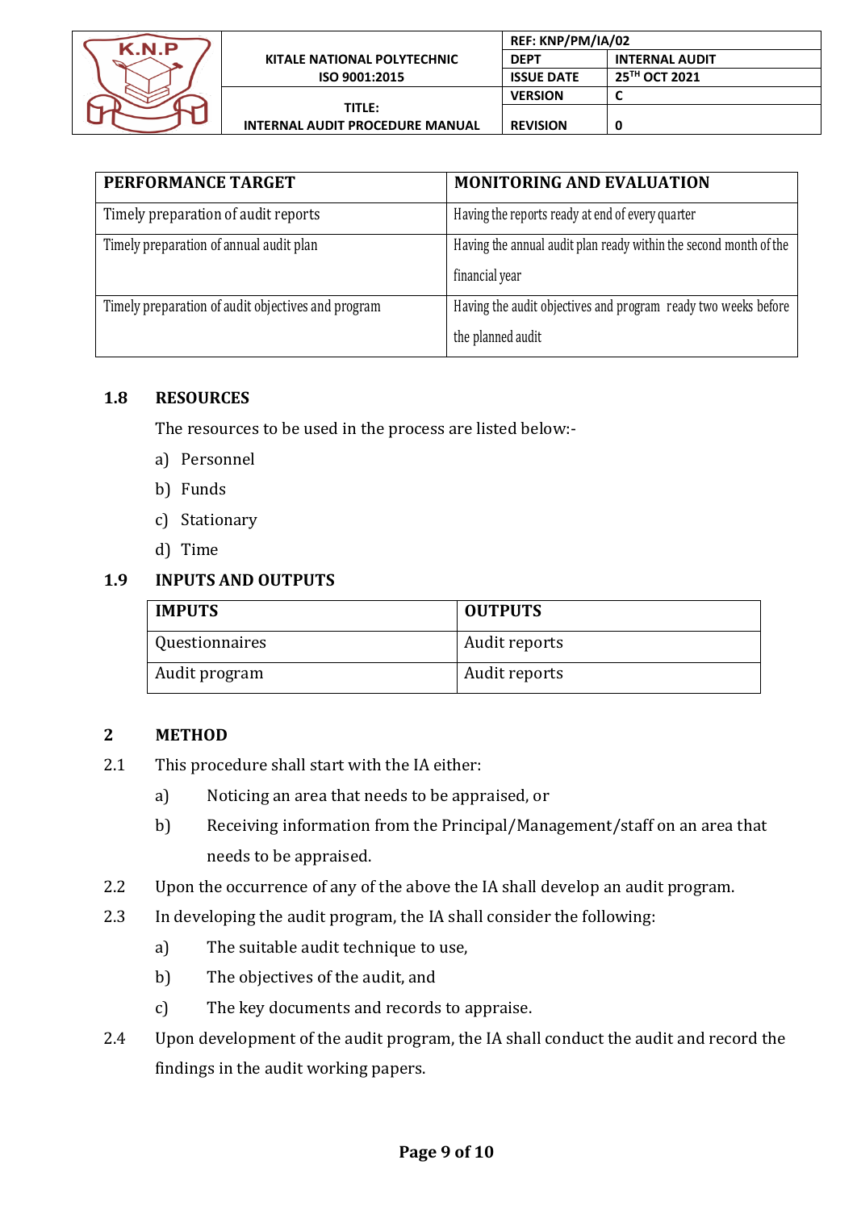| PERFORMANCE TARGET | MONITORING AND EVALUATION |
|---|---|
| Timely preparation of audit reports | Having the reports ready at end of every quarter |
| Timely preparation of annual audit plan | Having the annual audit plan ready within the second month of the financial year |
| Timely preparation of audit objectives and program | Having the audit objectives and program ready two weeks before the planned audit |

## 1.8 RESOURCES

The resources to be used in the process are listed below:-

a) Personnel
b) Funds
c) Stationary
d) Time

## 1.9 INPUTS AND OUTPUTS

| IMPUTS | OUTPUTS |
|---|---|
| Questionnaires | Audit reports |
| Audit program | Audit reports |

# 2 METHOD

2.1 This procedure shall start with the IA either:

a) Noticing an area that needs to be appraised, or
b) Receiving information from the Principal/Management/staff on an area that needs to be appraised.

2.2 Upon the occurrence of any of the above the IA shall develop an audit program.

2.3 In developing the audit program, the IA shall consider the following:

a) The suitable audit technique to use,
b) The objectives of the audit, and
c) The key documents and records to appraise.

2.4 Upon development of the audit program, the IA shall conduct the audit and record the findings in the audit working papers.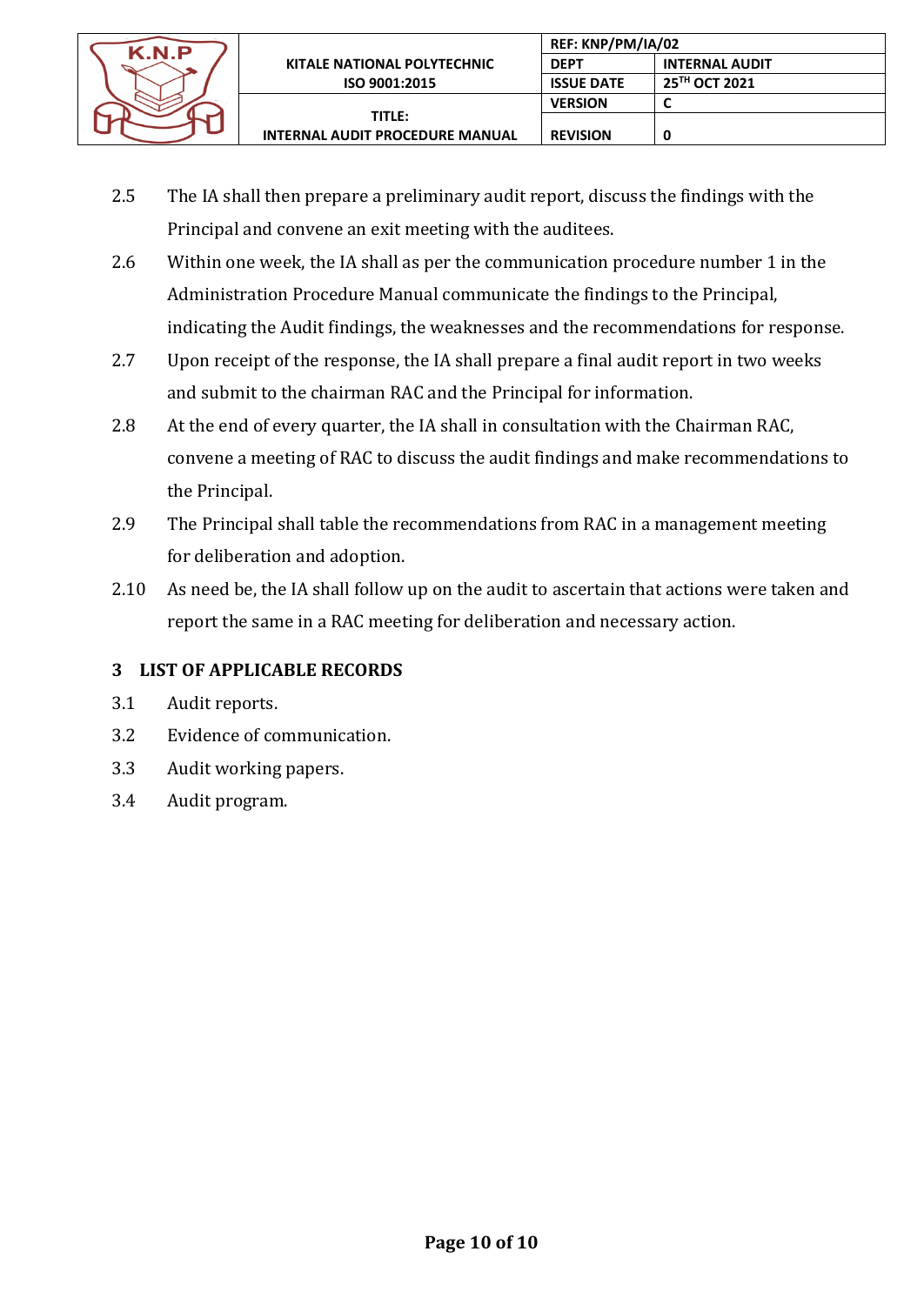2.5 The IA shall then prepare a preliminary audit report, discuss the findings with the Principal and convene an exit meeting with the auditees.

2.6 Within one week, the IA shall as per the communication procedure number 1 in the Administration Procedure Manual communicate the findings to the Principal, indicating the Audit findings, the weaknesses and the recommendations for response.

2.7 Upon receipt of the response, the IA shall prepare a final audit report in two weeks and submit to the chairman RAC and the Principal for information.

2.8 At the end of every quarter, the IA shall in consultation with the Chairman RAC, convene a meeting of RAC to discuss the audit findings and make recommendations to the Principal.

2.9 The Principal shall table the recommendations from RAC in a management meeting for deliberation and adoption.

2.10 As need be, the IA shall follow up on the audit to ascertain that actions were taken and report the same in a RAC meeting for deliberation and necessary action.

## 3 LIST OF APPLICABLE RECORDS

3.1 Audit reports.

3.2 Evidence of communication.

3.3 Audit working papers.

3.4 Audit program.